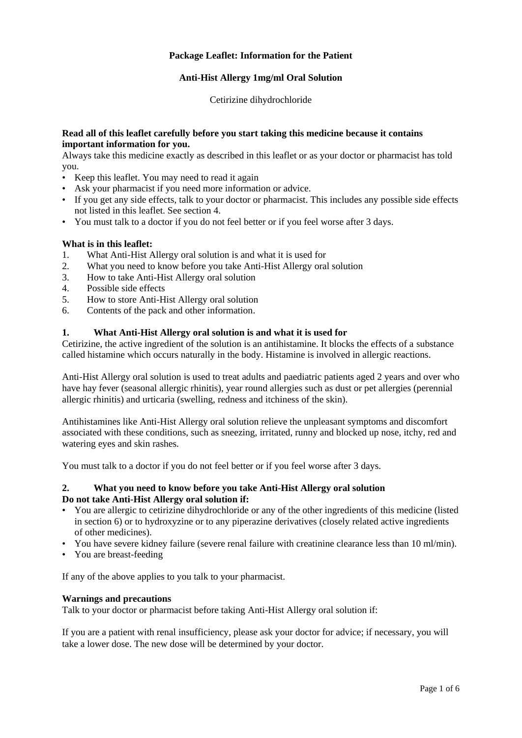**Package Leaflet: Information for the Patient**

**Anti-Hist Allergy 1mg/ml Oral Solution**

Cetirizine dihydrochloride

**Read all of this leaflet carefully before you start taking this medicine because it contains important information for you.**

Always take this medicine exactly as described in this leaflet or as your doctor or pharmacist has told you.

- Keep this leaflet. You may need to read it again
- Ask your pharmacist if you need more information or advice.
- If you get any side effects, talk to your doctor or pharmacist. This includes any possible side effects not listed in this leaflet. See section 4.
- You must talk to a doctor if you do not feel better or if you feel worse after 3 days.

**What is in this leaflet:**

1. What Anti-Hist Allergy oral solution is and what it is used for
2. What you need to know before you take Anti-Hist Allergy oral solution
3. How to take Anti-Hist Allergy oral solution
4. Possible side effects
5. How to store Anti-Hist Allergy oral solution
6. Contents of the pack and other information.

## 1. What Anti-Hist Allergy oral solution is and what it is used for

Cetirizine, the active ingredient of the solution is an antihistamine. It blocks the effects of a substance called histamine which occurs naturally in the body. Histamine is involved in allergic reactions.

Anti-Hist Allergy oral solution is used to treat adults and paediatric patients aged 2 years and over who have hay fever (seasonal allergic rhinitis), year round allergies such as dust or pet allergies (perennial allergic rhinitis) and urticaria (swelling, redness and itchiness of the skin).

Antihistamines like Anti-Hist Allergy oral solution relieve the unpleasant symptoms and discomfort associated with these conditions, such as sneezing, irritated, runny and blocked up nose, itchy, red and watering eyes and skin rashes.

You must talk to a doctor if you do not feel better or if you feel worse after 3 days.

## 2. What you need to know before you take Anti-Hist Allergy oral solution

**Do not take Anti-Hist Allergy oral solution if:**

- You are allergic to cetirizine dihydrochloride or any of the other ingredients of this medicine (listed in section 6) or to hydroxyzine or to any piperazine derivatives (closely related active ingredients of other medicines).
- You have severe kidney failure (severe renal failure with creatinine clearance less than 10 ml/min).
- You are breast-feeding

If any of the above applies to you talk to your pharmacist.

**Warnings and precautions**

Talk to your doctor or pharmacist before taking Anti-Hist Allergy oral solution if:

If you are a patient with renal insufficiency, please ask your doctor for advice; if necessary, you will take a lower dose. The new dose will be determined by your doctor.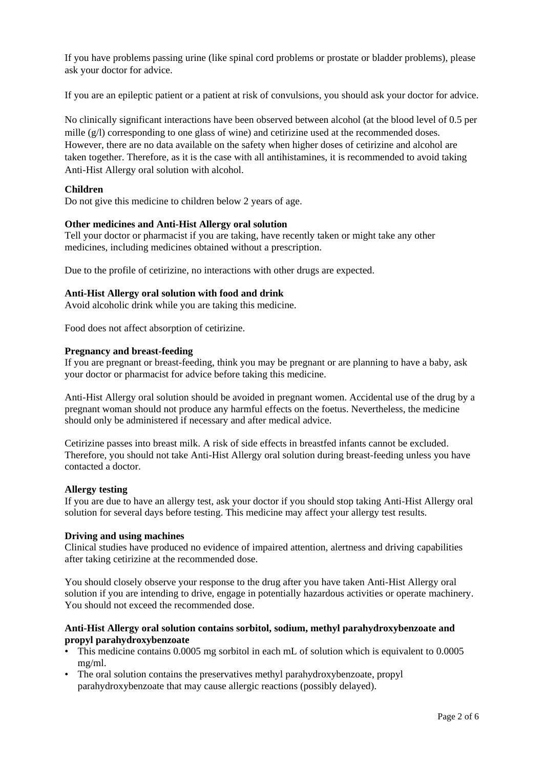If you have problems passing urine (like spinal cord problems or prostate or bladder problems), please ask your doctor for advice.

If you are an epileptic patient or a patient at risk of convulsions, you should ask your doctor for advice.

No clinically significant interactions have been observed between alcohol (at the blood level of 0.5 per mille (g/l) corresponding to one glass of wine) and cetirizine used at the recommended doses. However, there are no data available on the safety when higher doses of cetirizine and alcohol are taken together. Therefore, as it is the case with all antihistamines, it is recommended to avoid taking Anti-Hist Allergy oral solution with alcohol.

**Children**

Do not give this medicine to children below 2 years of age.

**Other medicines and Anti-Hist Allergy oral solution**

Tell your doctor or pharmacist if you are taking, have recently taken or might take any other medicines, including medicines obtained without a prescription.

Due to the profile of cetirizine, no interactions with other drugs are expected.

**Anti-Hist Allergy oral solution with food and drink**

Avoid alcoholic drink while you are taking this medicine.

Food does not affect absorption of cetirizine.

**Pregnancy and breast-feeding**

If you are pregnant or breast-feeding, think you may be pregnant or are planning to have a baby, ask your doctor or pharmacist for advice before taking this medicine.

Anti-Hist Allergy oral solution should be avoided in pregnant women. Accidental use of the drug by a pregnant woman should not produce any harmful effects on the foetus. Nevertheless, the medicine should only be administered if necessary and after medical advice.

Cetirizine passes into breast milk. A risk of side effects in breastfed infants cannot be excluded. Therefore, you should not take Anti-Hist Allergy oral solution during breast-feeding unless you have contacted a doctor.

**Allergy testing**

If you are due to have an allergy test, ask your doctor if you should stop taking Anti-Hist Allergy oral solution for several days before testing. This medicine may affect your allergy test results.

**Driving and using machines**

Clinical studies have produced no evidence of impaired attention, alertness and driving capabilities after taking cetirizine at the recommended dose.

You should closely observe your response to the drug after you have taken Anti-Hist Allergy oral solution if you are intending to drive, engage in potentially hazardous activities or operate machinery. You should not exceed the recommended dose.

**Anti-Hist Allergy oral solution contains sorbitol, sodium, methyl parahydroxybenzoate and propyl parahydroxybenzoate**

- This medicine contains 0.0005 mg sorbitol in each mL of solution which is equivalent to 0.0005 mg/ml.
- The oral solution contains the preservatives methyl parahydroxybenzoate, propyl parahydroxybenzoate that may cause allergic reactions (possibly delayed).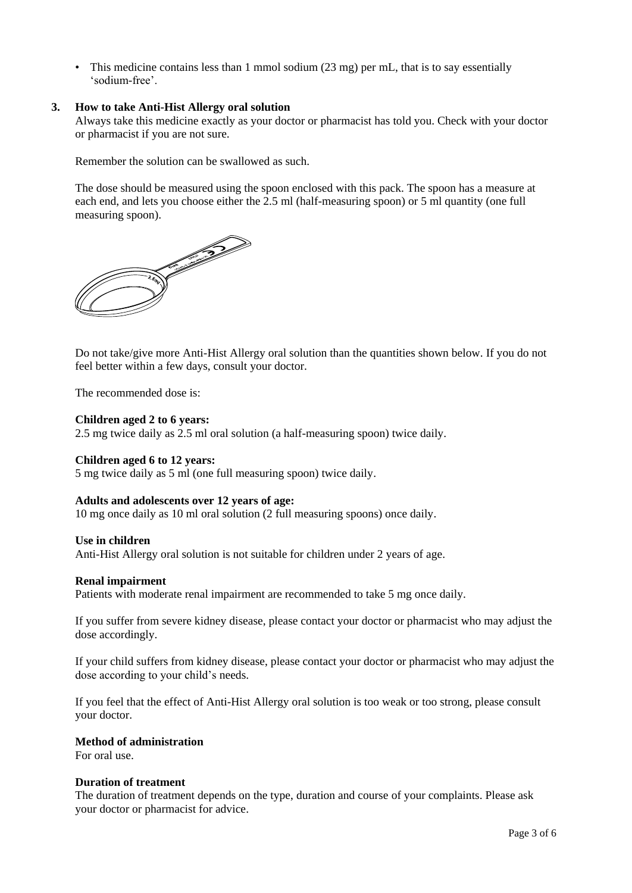- This medicine contains less than 1 mmol sodium (23 mg) per mL, that is to say essentially 'sodium-free'.

## 3. How to take Anti-Hist Allergy oral solution

Always take this medicine exactly as your doctor or pharmacist has told you. Check with your doctor or pharmacist if you are not sure.

Remember the solution can be swallowed as such.

The dose should be measured using the spoon enclosed with this pack. The spoon has a measure at each end, and lets you choose either the 2.5 ml (half-measuring spoon) or 5 ml quantity (one full measuring spoon).

Do not take/give more Anti-Hist Allergy oral solution than the quantities shown below. If you do not feel better within a few days, consult your doctor.

The recommended dose is:

**Children aged 2 to 6 years:**
2.5 mg twice daily as 2.5 ml oral solution (a half-measuring spoon) twice daily.

**Children aged 6 to 12 years:**
5 mg twice daily as 5 ml (one full measuring spoon) twice daily.

**Adults and adolescents over 12 years of age:**
10 mg once daily as 10 ml oral solution (2 full measuring spoons) once daily.

**Use in children**
Anti-Hist Allergy oral solution is not suitable for children under 2 years of age.

**Renal impairment**
Patients with moderate renal impairment are recommended to take 5 mg once daily.

If you suffer from severe kidney disease, please contact your doctor or pharmacist who may adjust the dose accordingly.

If your child suffers from kidney disease, please contact your doctor or pharmacist who may adjust the dose according to your child's needs.

If you feel that the effect of Anti-Hist Allergy oral solution is too weak or too strong, please consult your doctor.

**Method of administration**
For oral use.

**Duration of treatment**
The duration of treatment depends on the type, duration and course of your complaints. Please ask your doctor or pharmacist for advice.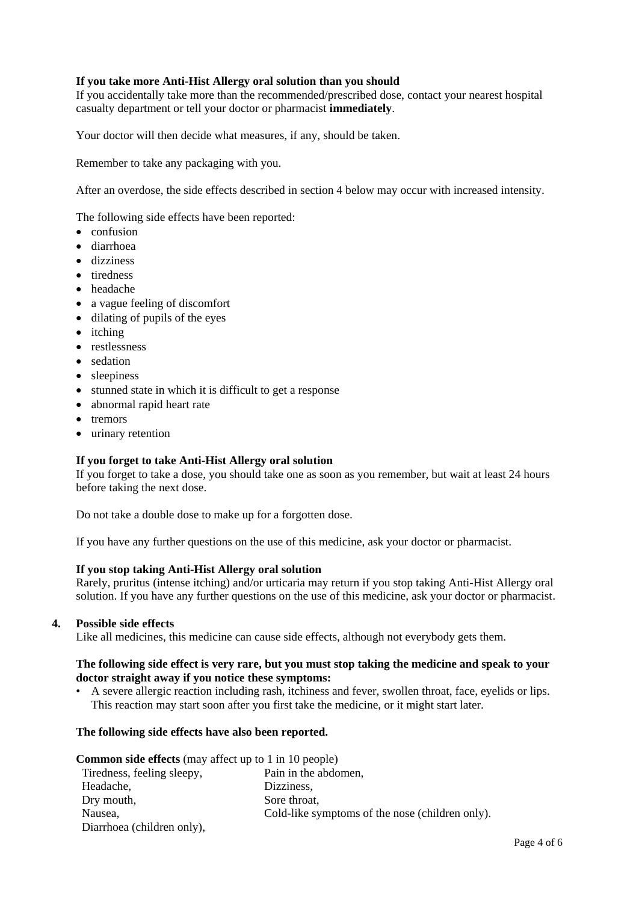**If you take more Anti-Hist Allergy oral solution than you should**

If you accidentally take more than the recommended/prescribed dose, contact your nearest hospital casualty department or tell your doctor or pharmacist **immediately**.

Your doctor will then decide what measures, if any, should be taken.

Remember to take any packaging with you.

After an overdose, the side effects described in section 4 below may occur with increased intensity.

The following side effects have been reported:

- confusion
- diarrhoea
- dizziness
- tiredness
- headache
- a vague feeling of discomfort
- dilating of pupils of the eyes
- itching
- restlessness
- sedation
- sleepiness
- stunned state in which it is difficult to get a response
- abnormal rapid heart rate
- tremors
- urinary retention

**If you forget to take Anti-Hist Allergy oral solution**

If you forget to take a dose, you should take one as soon as you remember, but wait at least 24 hours before taking the next dose.

Do not take a double dose to make up for a forgotten dose.

If you have any further questions on the use of this medicine, ask your doctor or pharmacist.

**If you stop taking Anti-Hist Allergy oral solution**

Rarely, pruritus (intense itching) and/or urticaria may return if you stop taking Anti-Hist Allergy oral solution. If you have any further questions on the use of this medicine, ask your doctor or pharmacist.

## 4. Possible side effects

Like all medicines, this medicine can cause side effects, although not everybody gets them.

**The following side effect is very rare, but you must stop taking the medicine and speak to your doctor straight away if you notice these symptoms:**

- A severe allergic reaction including rash, itchiness and fever, swollen throat, face, eyelids or lips. This reaction may start soon after you first take the medicine, or it might start later.

**The following side effects have also been reported.**

**Common side effects** (may affect up to 1 in 10 people)

Tiredness, feeling sleepy,
Headache,
Dry mouth,
Nausea,
Diarrhoea (children only),
Pain in the abdomen,
Dizziness,
Sore throat,
Cold-like symptoms of the nose (children only).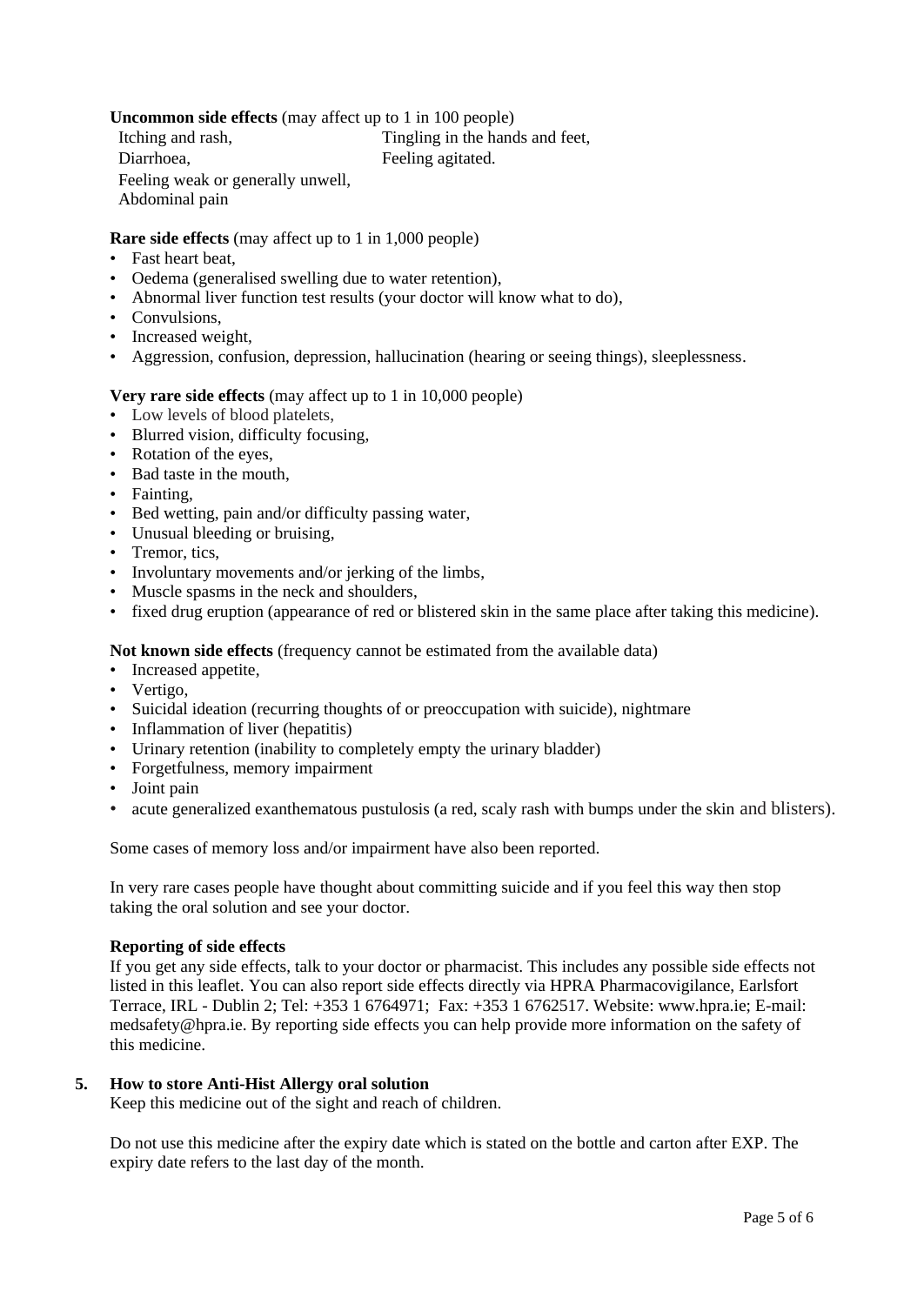**Uncommon side effects** (may affect up to 1 in 100 people)

- Itching and rash,
- Diarrhoea,
- Feeling weak or generally unwell,
- Abdominal pain
- Tingling in the hands and feet,
- Feeling agitated.

**Rare side effects** (may affect up to 1 in 1,000 people)

- Fast heart beat,
- Oedema (generalised swelling due to water retention),
- Abnormal liver function test results (your doctor will know what to do),
- Convulsions,
- Increased weight,
- Aggression, confusion, depression, hallucination (hearing or seeing things), sleeplessness.

**Very rare side effects** (may affect up to 1 in 10,000 people)

- Low levels of blood platelets,
- Blurred vision, difficulty focusing,
- Rotation of the eyes,
- Bad taste in the mouth,
- Fainting,
- Bed wetting, pain and/or difficulty passing water,
- Unusual bleeding or bruising,
- Tremor, tics,
- Involuntary movements and/or jerking of the limbs,
- Muscle spasms in the neck and shoulders,
- fixed drug eruption (appearance of red or blistered skin in the same place after taking this medicine).

**Not known side effects** (frequency cannot be estimated from the available data)

- Increased appetite,
- Vertigo,
- Suicidal ideation (recurring thoughts of or preoccupation with suicide), nightmare
- Inflammation of liver (hepatitis)
- Urinary retention (inability to completely empty the urinary bladder)
- Forgetfulness, memory impairment
- Joint pain
- acute generalized exanthematous pustulosis (a red, scaly rash with bumps under the skin and blisters).

Some cases of memory loss and/or impairment have also been reported.

In very rare cases people have thought about committing suicide and if you feel this way then stop taking the oral solution and see your doctor.

**Reporting of side effects**

If you get any side effects, talk to your doctor or pharmacist. This includes any possible side effects not listed in this leaflet. You can also report side effects directly via HPRA Pharmacovigilance, Earlsfort Terrace, IRL - Dublin 2; Tel: +353 1 6764971; Fax: +353 1 6762517. Website: www.hpra.ie; E-mail: medsafety@hpra.ie. By reporting side effects you can help provide more information on the safety of this medicine.

## 5. How to store Anti-Hist Allergy oral solution

Keep this medicine out of the sight and reach of children.

Do not use this medicine after the expiry date which is stated on the bottle and carton after EXP. The expiry date refers to the last day of the month.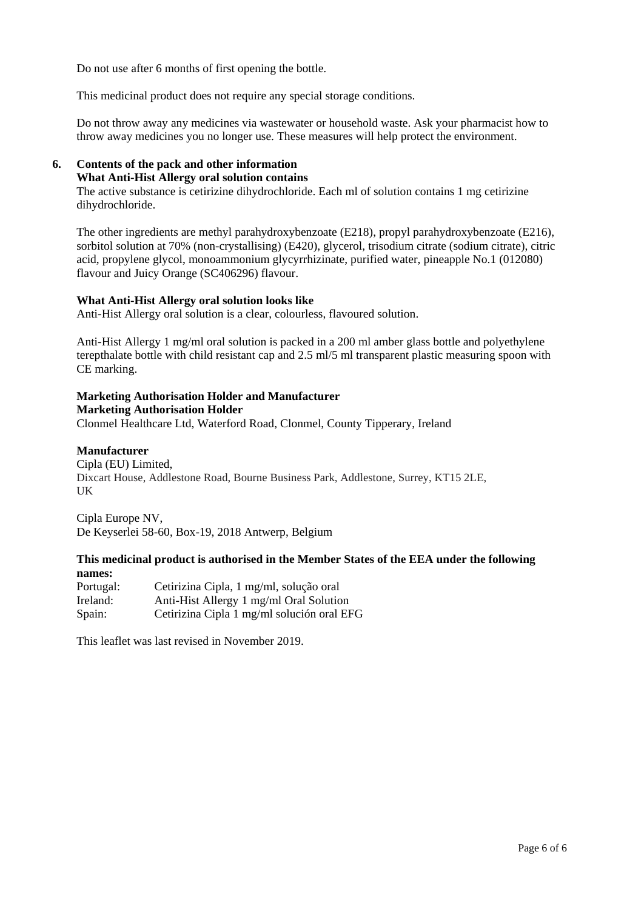Do not use after 6 months of first opening the bottle.

This medicinal product does not require any special storage conditions.

Do not throw away any medicines via wastewater or household waste. Ask your pharmacist how to throw away medicines you no longer use. These measures will help protect the environment.

## 6. Contents of the pack and other information

**What Anti-Hist Allergy oral solution contains**

The active substance is cetirizine dihydrochloride. Each ml of solution contains 1 mg cetirizine dihydrochloride.

The other ingredients are methyl parahydroxybenzoate (E218), propyl parahydroxybenzoate (E216), sorbitol solution at 70% (non-crystallising) (E420), glycerol, trisodium citrate (sodium citrate), citric acid, propylene glycol, monoammonium glycyrrhizinate, purified water, pineapple No.1 (012080) flavour and Juicy Orange (SC406296) flavour.

**What Anti-Hist Allergy oral solution looks like**

Anti-Hist Allergy oral solution is a clear, colourless, flavoured solution.

Anti-Hist Allergy 1 mg/ml oral solution is packed in a 200 ml amber glass bottle and polyethylene terepthalate bottle with child resistant cap and 2.5 ml/5 ml transparent plastic measuring spoon with CE marking.

**Marketing Authorisation Holder and Manufacturer**

**Marketing Authorisation Holder**

Clonmel Healthcare Ltd, Waterford Road, Clonmel, County Tipperary, Ireland

**Manufacturer**

Cipla (EU) Limited,
Dixcart House, Addlestone Road, Bourne Business Park, Addlestone, Surrey, KT15 2LE, UK

Cipla Europe NV,
De Keyserlei 58-60, Box-19, 2018 Antwerp, Belgium

**This medicinal product is authorised in the Member States of the EEA under the following names:**

| | |
|---|---|
| Portugal: | Cetirizina Cipla, 1 mg/ml, solução oral |
| Ireland: | Anti-Hist Allergy 1 mg/ml Oral Solution |
| Spain: | Cetirizina Cipla 1 mg/ml solución oral EFG |

This leaflet was last revised in November 2019.